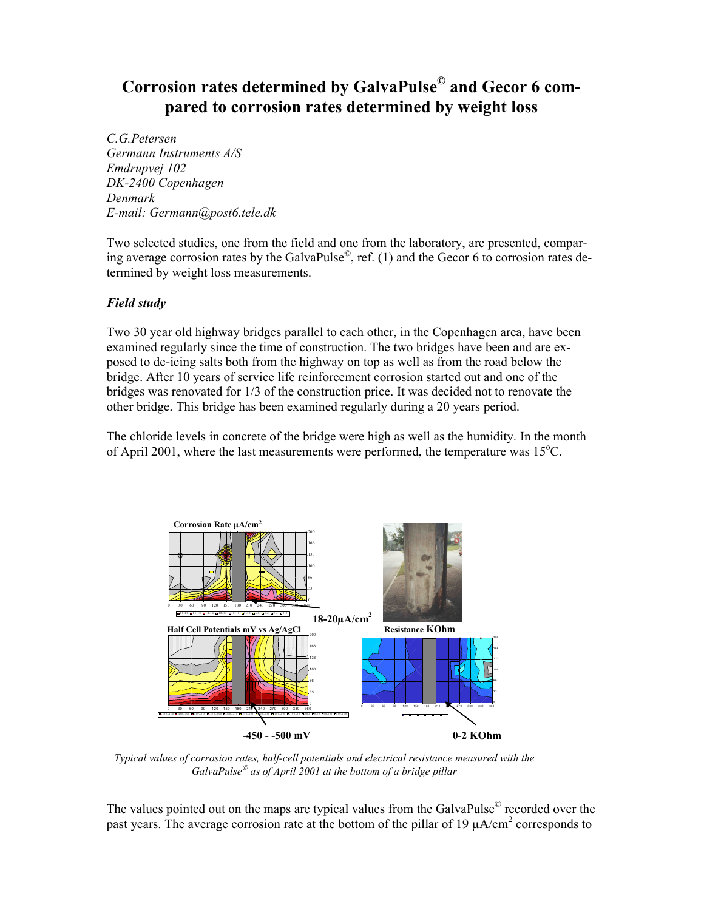# Corrosion rates determined by GalvaPulse© and Gecor 6 compared to corrosion rates determined by weight loss

*C.G.Petersen*
*Germann Instruments A/S*
*Emdrupvej 102*
*DK-2400 Copenhagen*
*Denmark*
*E-mail: Germann@post6.tele.dk*

Two selected studies, one from the field and one from the laboratory, are presented, comparing average corrosion rates by the GalvaPulse©, ref. (1) and the Gecor 6 to corrosion rates determined by weight loss measurements.

## *Field study*

Two 30 year old highway bridges parallel to each other, in the Copenhagen area, have been examined regularly since the time of construction. The two bridges have been and are exposed to de-icing salts both from the highway on top as well as from the road below the bridge. After 10 years of service life reinforcement corrosion started out and one of the bridges was renovated for 1/3 of the construction price. It was decided not to renovate the other bridge. This bridge has been examined regularly during a 20 years period.

The chloride levels in concrete of the bridge were high as well as the humidity. In the month of April 2001, where the last measurements were performed, the temperature was 15°C.

Corrosion Rate µA/cm$^2$

18-20µA/cm$^2$

Half Cell Potentials mV vs Ag/AgCl

Resistance KOhm

-450 - -500 mV

0-2 KOhm

*Typical values of corrosion rates, half-cell potentials and electrical resistance measured with the GalvaPulse© as of April 2001 at the bottom of a bridge pillar*

The values pointed out on the maps are typical values from the GalvaPulse© recorded over the past years. The average corrosion rate at the bottom of the pillar of 19 µA/cm$^2$ corresponds to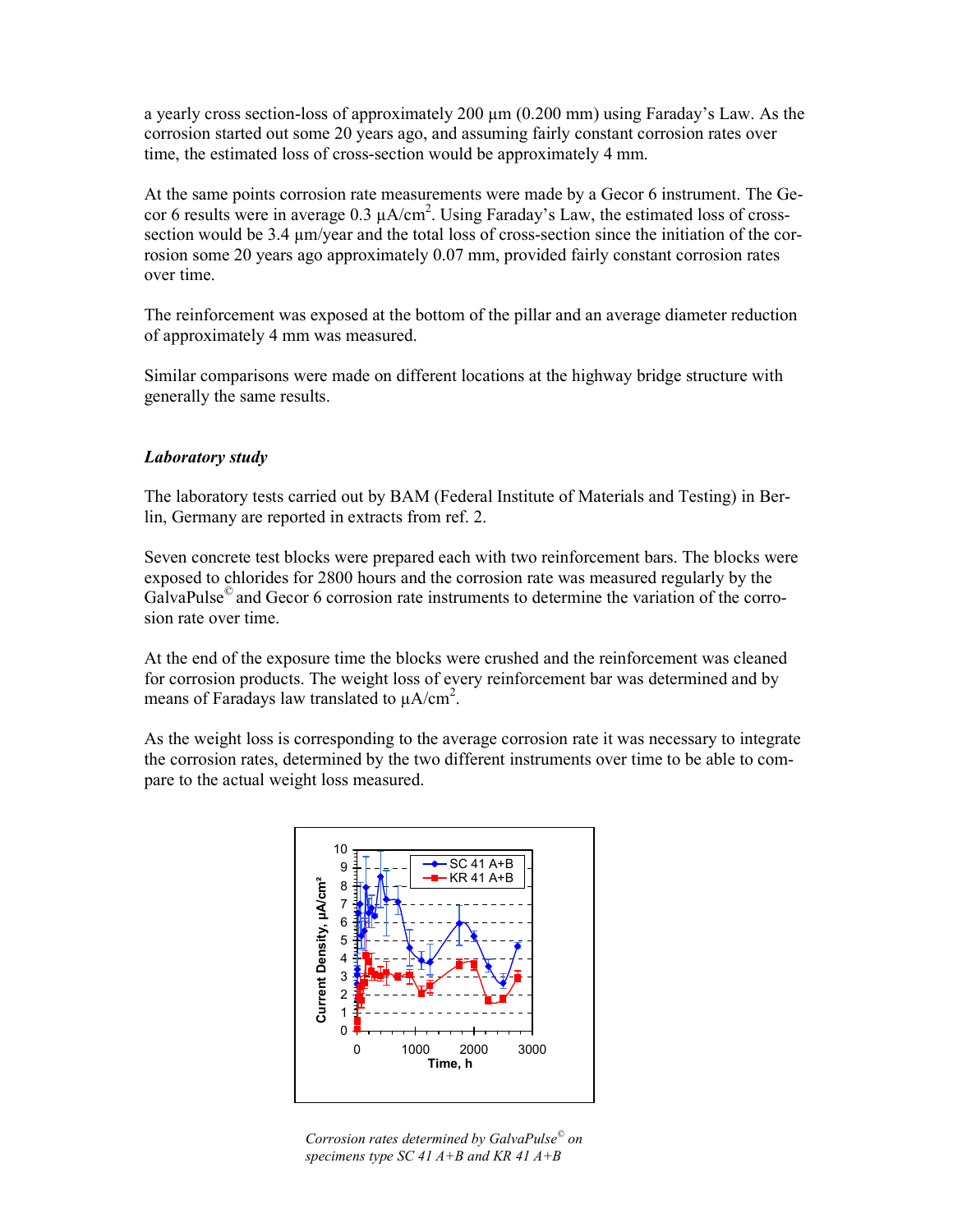a yearly cross section-loss of approximately 200 μm (0.200 mm) using Faraday's Law. As the corrosion started out some 20 years ago, and assuming fairly constant corrosion rates over time, the estimated loss of cross-section would be approximately 4 mm.

At the same points corrosion rate measurements were made by a Gecor 6 instrument. The Gecor 6 results were in average 0.3 μA/cm$^2$. Using Faraday's Law, the estimated loss of cross-section would be 3.4 μm/year and the total loss of cross-section since the initiation of the corrosion some 20 years ago approximately 0.07 mm, provided fairly constant corrosion rates over time.

The reinforcement was exposed at the bottom of the pillar and an average diameter reduction of approximately 4 mm was measured.

Similar comparisons were made on different locations at the highway bridge structure with generally the same results.

### *Laboratory study*

The laboratory tests carried out by BAM (Federal Institute of Materials and Testing) in Berlin, Germany are reported in extracts from ref. 2.

Seven concrete test blocks were prepared each with two reinforcement bars. The blocks were exposed to chlorides for 2800 hours and the corrosion rate was measured regularly by the GalvaPulse© and Gecor 6 corrosion rate instruments to determine the variation of the corrosion rate over time.

At the end of the exposure time the blocks were crushed and the reinforcement was cleaned for corrosion products. The weight loss of every reinforcement bar was determined and by means of Faradays law translated to μA/cm$^2$.

As the weight loss is corresponding to the average corrosion rate it was necessary to integrate the corrosion rates, determined by the two different instruments over time to be able to compare to the actual weight loss measured.

*Corrosion rates determined by GalvaPulse© on specimens type SC 41 A+B and KR 41 A+B*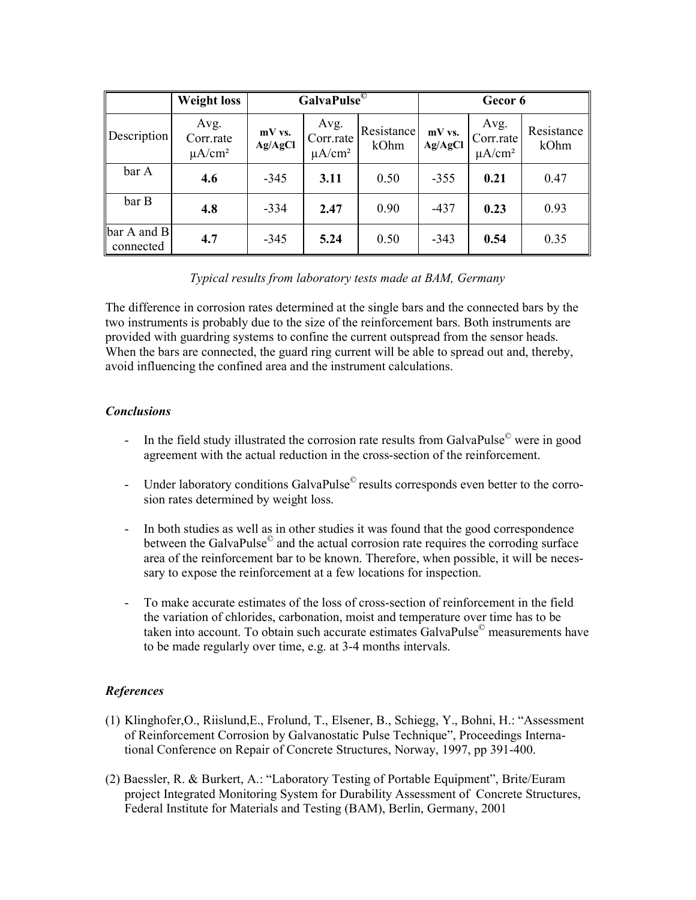| | Weight loss | GalvaPulse© | | | Gecor 6 | | |
|---|---|---|---|---|---|---|---|
| Description | Avg. Corr.rate µA/cm² | mV vs. Ag/AgCl | Avg. Corr.rate µA/cm² | Resistance kOhm | mV vs. Ag/AgCl | Avg. Corr.rate µA/cm² | Resistance kOhm |
| bar A | **4.6** | -345 | **3.11** | 0.50 | -355 | **0.21** | 0.47 |
| bar B | **4.8** | -334 | **2.47** | 0.90 | -437 | **0.23** | 0.93 |
| bar A and B connected | **4.7** | -345 | **5.24** | 0.50 | -343 | **0.54** | 0.35 |

*Typical results from laboratory tests made at BAM, Germany*

The difference in corrosion rates determined at the single bars and the connected bars by the two instruments is probably due to the size of the reinforcement bars. Both instruments are provided with guardring systems to confine the current outspread from the sensor heads. When the bars are connected, the guard ring current will be able to spread out and, thereby, avoid influencing the confined area and the instrument calculations.

### *Conclusions*

- In the field study illustrated the corrosion rate results from GalvaPulse© were in good agreement with the actual reduction in the cross-section of the reinforcement.
- Under laboratory conditions GalvaPulse© results corresponds even better to the corrosion rates determined by weight loss.
- In both studies as well as in other studies it was found that the good correspondence between the GalvaPulse© and the actual corrosion rate requires the corroding surface area of the reinforcement bar to be known. Therefore, when possible, it will be necessary to expose the reinforcement at a few locations for inspection.
- To make accurate estimates of the loss of cross-section of reinforcement in the field the variation of chlorides, carbonation, moist and temperature over time has to be taken into account. To obtain such accurate estimates GalvaPulse© measurements have to be made regularly over time, e.g. at 3-4 months intervals.

### *References*

(1) Klinghofer,O., Riislund,E., Frolund, T., Elsener, B., Schiegg, Y., Bohni, H.: "Assessment of Reinforcement Corrosion by Galvanostatic Pulse Technique", Proceedings International Conference on Repair of Concrete Structures, Norway, 1997, pp 391-400.

(2) Baessler, R. & Burkert, A.: "Laboratory Testing of Portable Equipment", Brite/Euram project Integrated Monitoring System for Durability Assessment of Concrete Structures, Federal Institute for Materials and Testing (BAM), Berlin, Germany, 2001